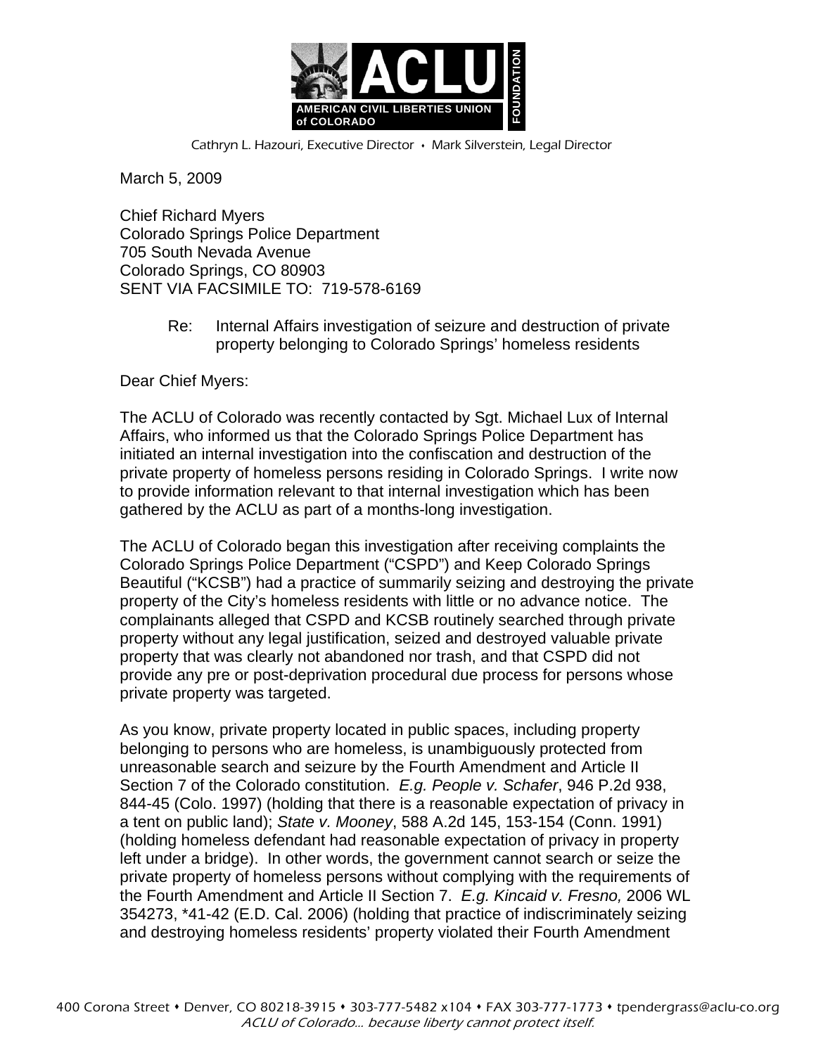AMERICAN CIVIL LIBERTIES UNION of COLORADO — ACLU FOUNDATION

Cathryn L. Hazouri, Executive Director • Mark Silverstein, Legal Director

March 5, 2009

Chief Richard Myers
Colorado Springs Police Department
705 South Nevada Avenue
Colorado Springs, CO 80903
SENT VIA FACSIMILE TO: 719-578-6169

Re: Internal Affairs investigation of seizure and destruction of private property belonging to Colorado Springs' homeless residents

Dear Chief Myers:

The ACLU of Colorado was recently contacted by Sgt. Michael Lux of Internal Affairs, who informed us that the Colorado Springs Police Department has initiated an internal investigation into the confiscation and destruction of the private property of homeless persons residing in Colorado Springs. I write now to provide information relevant to that internal investigation which has been gathered by the ACLU as part of a months-long investigation.

The ACLU of Colorado began this investigation after receiving complaints the Colorado Springs Police Department ("CSPD") and Keep Colorado Springs Beautiful ("KCSB") had a practice of summarily seizing and destroying the private property of the City's homeless residents with little or no advance notice. The complainants alleged that CSPD and KCSB routinely searched through private property without any legal justification, seized and destroyed valuable private property that was clearly not abandoned nor trash, and that CSPD did not provide any pre or post-deprivation procedural due process for persons whose private property was targeted.

As you know, private property located in public spaces, including property belonging to persons who are homeless, is unambiguously protected from unreasonable search and seizure by the Fourth Amendment and Article II Section 7 of the Colorado constitution. *E.g. People v. Schafer*, 946 P.2d 938, 844-45 (Colo. 1997) (holding that there is a reasonable expectation of privacy in a tent on public land); *State v. Mooney*, 588 A.2d 145, 153-154 (Conn. 1991) (holding homeless defendant had reasonable expectation of privacy in property left under a bridge). In other words, the government cannot search or seize the private property of homeless persons without complying with the requirements of the Fourth Amendment and Article II Section 7. *E.g. Kincaid v. Fresno,* 2006 WL 354273, *41-42 (E.D. Cal. 2006) (holding that practice of indiscriminately seizing and destroying homeless residents' property violated their Fourth Amendment

400 Corona Street • Denver, CO 80218-3915 • 303-777-5482 x104 • FAX 303-777-1773 • tpendergrass@aclu-co.org
*ACLU of Colorado... because liberty cannot protect itself.*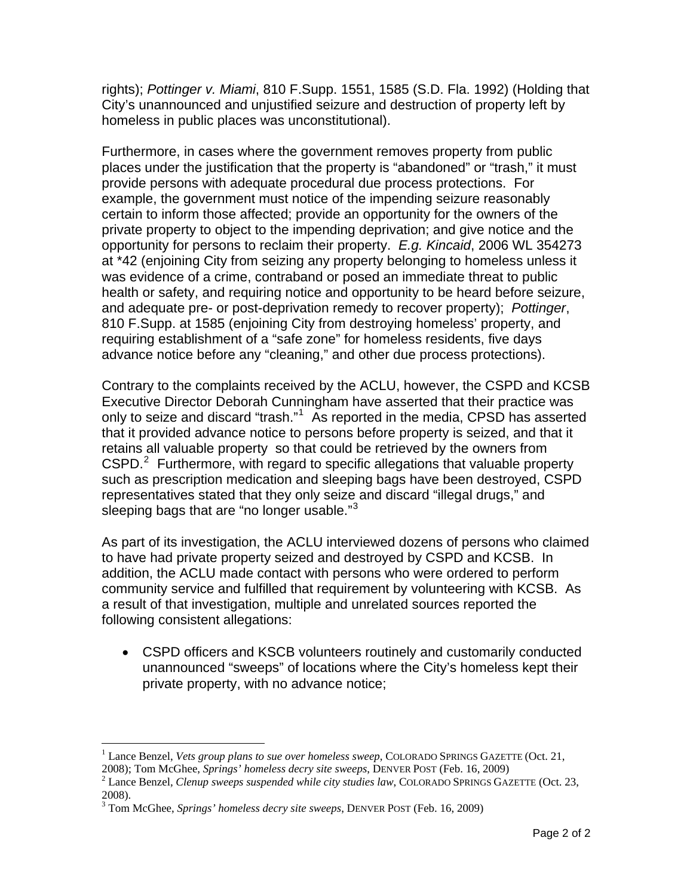rights); *Pottinger v. Miami*, 810 F.Supp. 1551, 1585 (S.D. Fla. 1992) (Holding that City's unannounced and unjustified seizure and destruction of property left by homeless in public places was unconstitutional).

Furthermore, in cases where the government removes property from public places under the justification that the property is "abandoned" or "trash," it must provide persons with adequate procedural due process protections. For example, the government must notice of the impending seizure reasonably certain to inform those affected; provide an opportunity for the owners of the private property to object to the impending deprivation; and give notice and the opportunity for persons to reclaim their property. *E.g. Kincaid*, 2006 WL 354273 at *42 (enjoining City from seizing any property belonging to homeless unless it was evidence of a crime, contraband or posed an immediate threat to public health or safety, and requiring notice and opportunity to be heard before seizure, and adequate pre- or post-deprivation remedy to recover property); *Pottinger*, 810 F.Supp. at 1585 (enjoining City from destroying homeless' property, and requiring establishment of a "safe zone" for homeless residents, five days advance notice before any "cleaning," and other due process protections).

Contrary to the complaints received by the ACLU, however, the CSPD and KCSB Executive Director Deborah Cunningham have asserted that their practice was only to seize and discard "trash."[1] As reported in the media, CPSD has asserted that it provided advance notice to persons before property is seized, and that it retains all valuable property so that could be retrieved by the owners from CSPD.[2] Furthermore, with regard to specific allegations that valuable property such as prescription medication and sleeping bags have been destroyed, CSPD representatives stated that they only seize and discard "illegal drugs," and sleeping bags that are "no longer usable."[3]

As part of its investigation, the ACLU interviewed dozens of persons who claimed to have had private property seized and destroyed by CSPD and KCSB. In addition, the ACLU made contact with persons who were ordered to perform community service and fulfilled that requirement by volunteering with KCSB. As a result of that investigation, multiple and unrelated sources reported the following consistent allegations:

- CSPD officers and KSCB volunteers routinely and customarily conducted unannounced "sweeps" of locations where the City's homeless kept their private property, with no advance notice;

---

[1] Lance Benzel, *Vets group plans to sue over homeless sweep*, COLORADO SPRINGS GAZETTE (Oct. 21, 2008); Tom McGhee, *Springs' homeless decry site sweeps*, DENVER POST (Feb. 16, 2009)

[2] Lance Benzel, *Clenup sweeps suspended while city studies law*, COLORADO SPRINGS GAZETTE (Oct. 23, 2008).

[3] Tom McGhee, *Springs' homeless decry site sweeps*, DENVER POST (Feb. 16, 2009)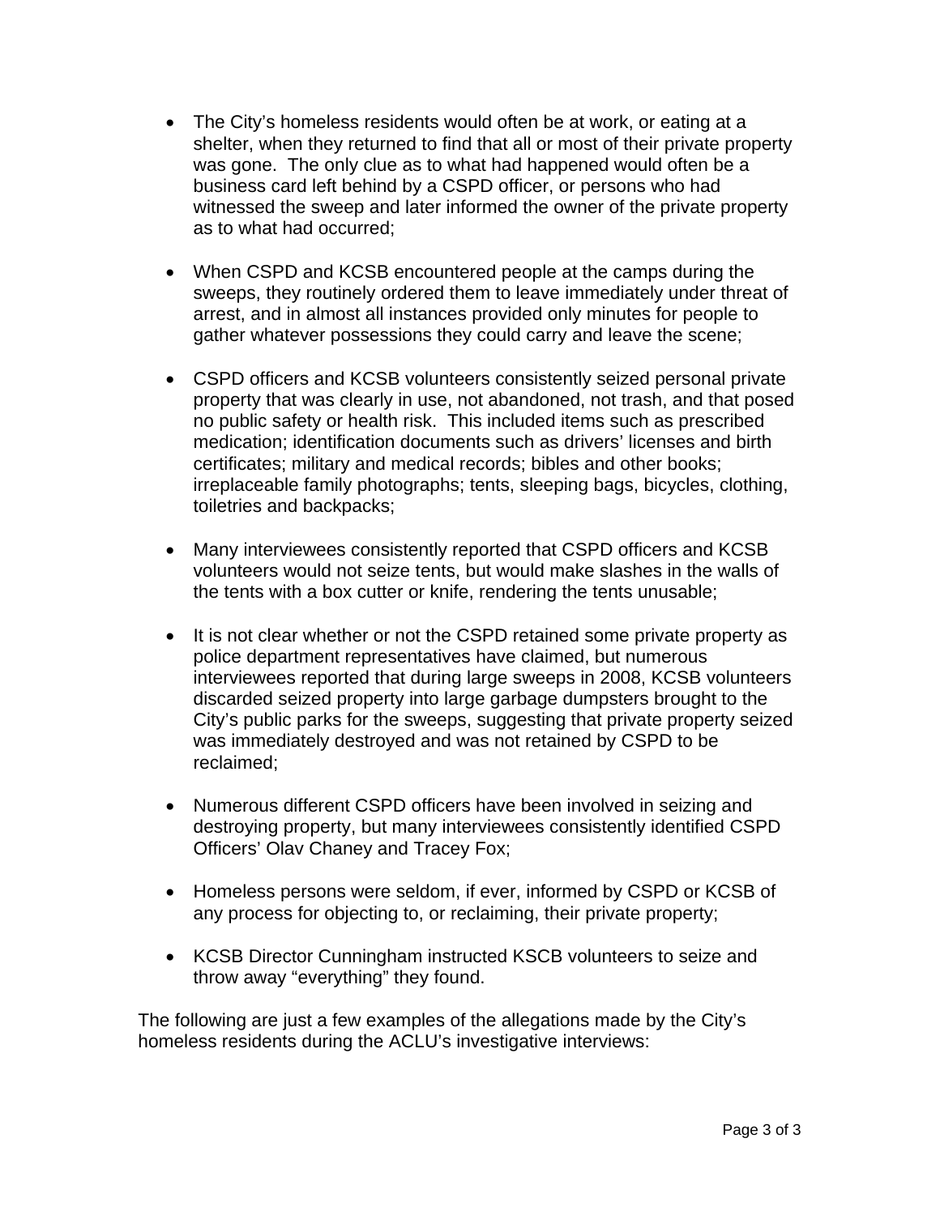- The City's homeless residents would often be at work, or eating at a shelter, when they returned to find that all or most of their private property was gone. The only clue as to what had happened would often be a business card left behind by a CSPD officer, or persons who had witnessed the sweep and later informed the owner of the private property as to what had occurred;

- When CSPD and KCSB encountered people at the camps during the sweeps, they routinely ordered them to leave immediately under threat of arrest, and in almost all instances provided only minutes for people to gather whatever possessions they could carry and leave the scene;

- CSPD officers and KCSB volunteers consistently seized personal private property that was clearly in use, not abandoned, not trash, and that posed no public safety or health risk. This included items such as prescribed medication; identification documents such as drivers' licenses and birth certificates; military and medical records; bibles and other books; irreplaceable family photographs; tents, sleeping bags, bicycles, clothing, toiletries and backpacks;

- Many interviewees consistently reported that CSPD officers and KCSB volunteers would not seize tents, but would make slashes in the walls of the tents with a box cutter or knife, rendering the tents unusable;

- It is not clear whether or not the CSPD retained some private property as police department representatives have claimed, but numerous interviewees reported that during large sweeps in 2008, KCSB volunteers discarded seized property into large garbage dumpsters brought to the City's public parks for the sweeps, suggesting that private property seized was immediately destroyed and was not retained by CSPD to be reclaimed;

- Numerous different CSPD officers have been involved in seizing and destroying property, but many interviewees consistently identified CSPD Officers' Olav Chaney and Tracey Fox;

- Homeless persons were seldom, if ever, informed by CSPD or KCSB of any process for objecting to, or reclaiming, their private property;

- KCSB Director Cunningham instructed KSCB volunteers to seize and throw away "everything" they found.

The following are just a few examples of the allegations made by the City's homeless residents during the ACLU's investigative interviews: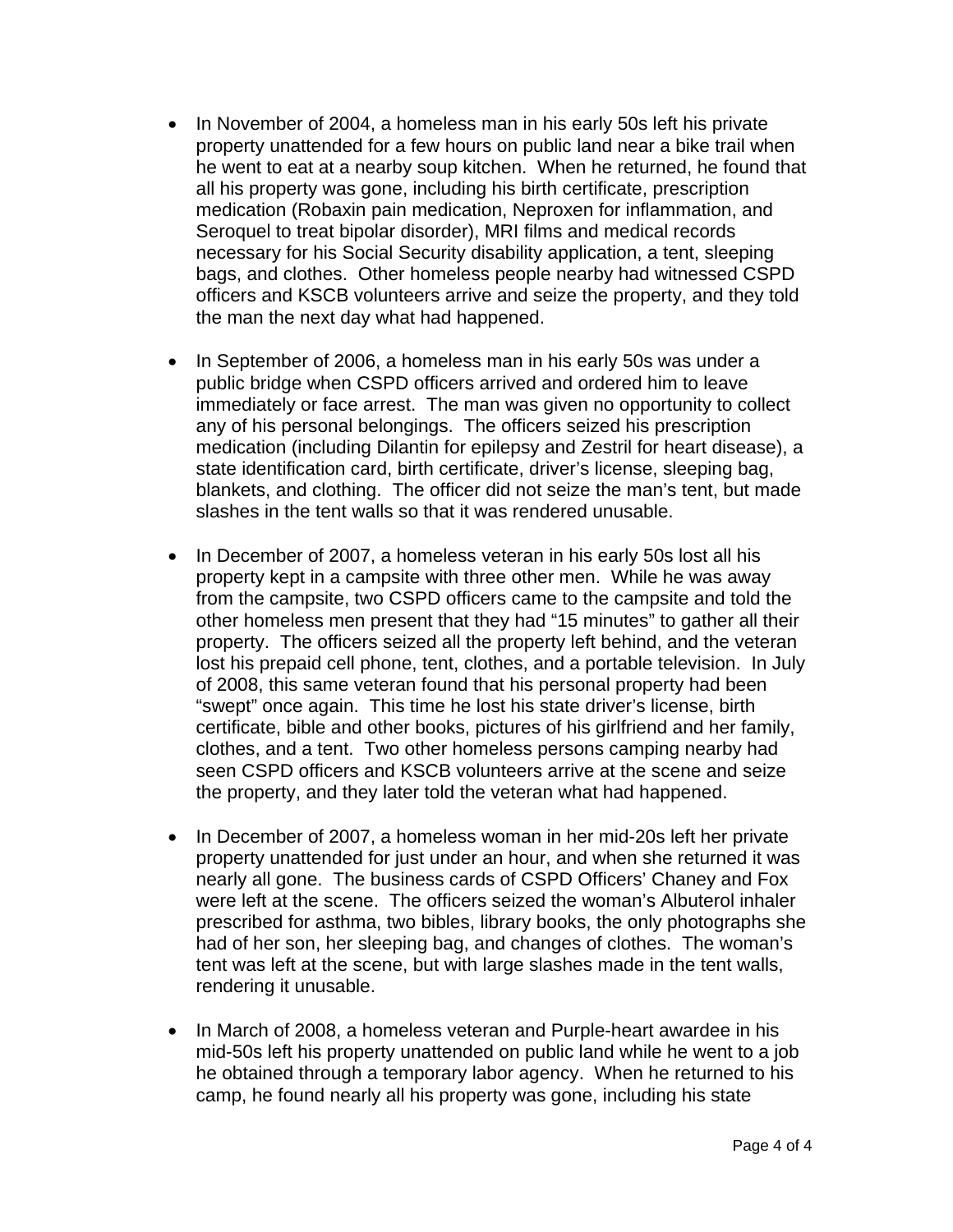- In November of 2004, a homeless man in his early 50s left his private property unattended for a few hours on public land near a bike trail when he went to eat at a nearby soup kitchen. When he returned, he found that all his property was gone, including his birth certificate, prescription medication (Robaxin pain medication, Neproxen for inflammation, and Seroquel to treat bipolar disorder), MRI films and medical records necessary for his Social Security disability application, a tent, sleeping bags, and clothes. Other homeless people nearby had witnessed CSPD officers and KSCB volunteers arrive and seize the property, and they told the man the next day what had happened.

- In September of 2006, a homeless man in his early 50s was under a public bridge when CSPD officers arrived and ordered him to leave immediately or face arrest. The man was given no opportunity to collect any of his personal belongings. The officers seized his prescription medication (including Dilantin for epilepsy and Zestril for heart disease), a state identification card, birth certificate, driver's license, sleeping bag, blankets, and clothing. The officer did not seize the man's tent, but made slashes in the tent walls so that it was rendered unusable.

- In December of 2007, a homeless veteran in his early 50s lost all his property kept in a campsite with three other men. While he was away from the campsite, two CSPD officers came to the campsite and told the other homeless men present that they had "15 minutes" to gather all their property. The officers seized all the property left behind, and the veteran lost his prepaid cell phone, tent, clothes, and a portable television. In July of 2008, this same veteran found that his personal property had been "swept" once again. This time he lost his state driver's license, birth certificate, bible and other books, pictures of his girlfriend and her family, clothes, and a tent. Two other homeless persons camping nearby had seen CSPD officers and KSCB volunteers arrive at the scene and seize the property, and they later told the veteran what had happened.

- In December of 2007, a homeless woman in her mid-20s left her private property unattended for just under an hour, and when she returned it was nearly all gone. The business cards of CSPD Officers' Chaney and Fox were left at the scene. The officers seized the woman's Albuterol inhaler prescribed for asthma, two bibles, library books, the only photographs she had of her son, her sleeping bag, and changes of clothes. The woman's tent was left at the scene, but with large slashes made in the tent walls, rendering it unusable.

- In March of 2008, a homeless veteran and Purple-heart awardee in his mid-50s left his property unattended on public land while he went to a job he obtained through a temporary labor agency. When he returned to his camp, he found nearly all his property was gone, including his state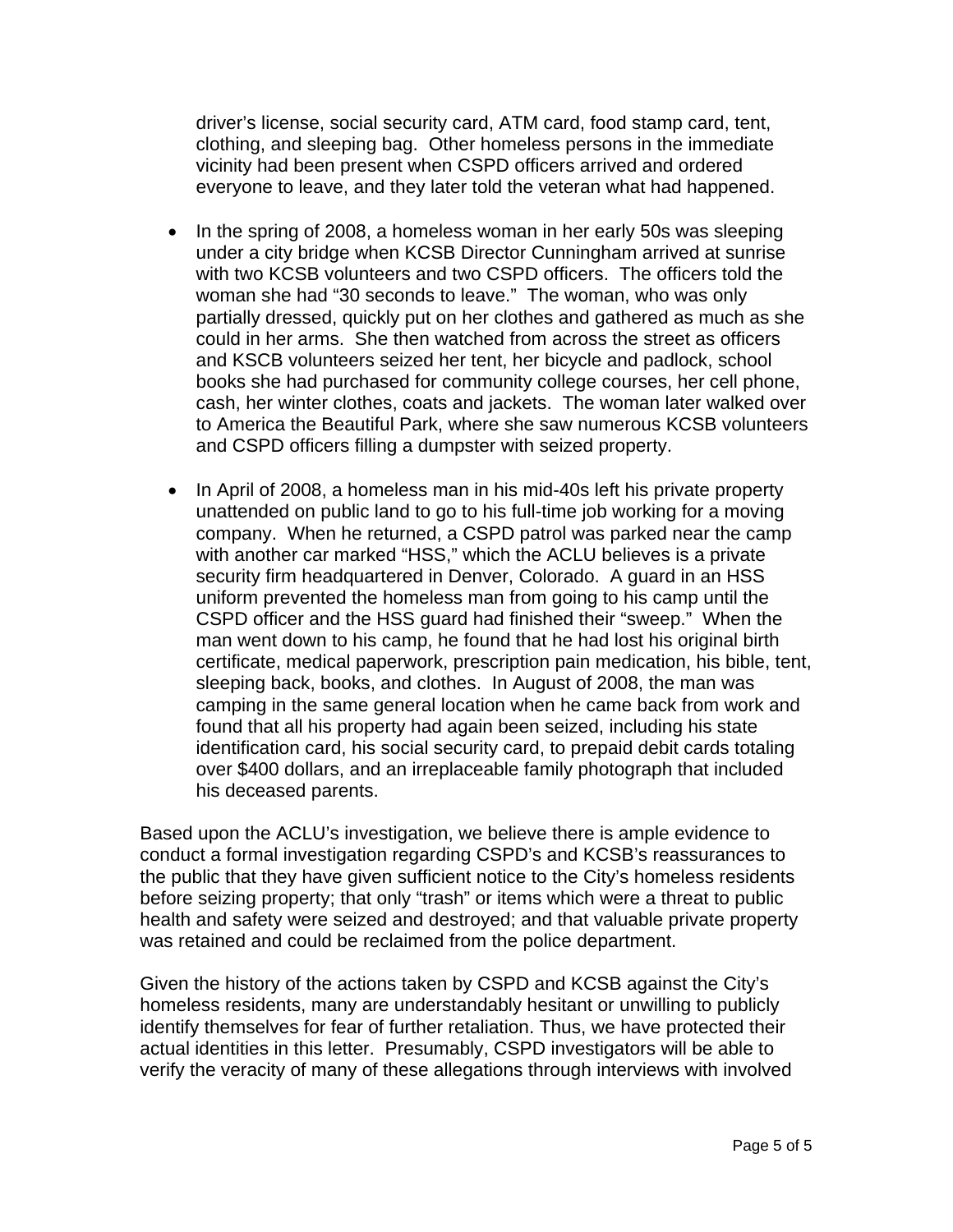driver's license, social security card, ATM card, food stamp card, tent, clothing, and sleeping bag. Other homeless persons in the immediate vicinity had been present when CSPD officers arrived and ordered everyone to leave, and they later told the veteran what had happened.

- In the spring of 2008, a homeless woman in her early 50s was sleeping under a city bridge when KCSB Director Cunningham arrived at sunrise with two KCSB volunteers and two CSPD officers. The officers told the woman she had "30 seconds to leave." The woman, who was only partially dressed, quickly put on her clothes and gathered as much as she could in her arms. She then watched from across the street as officers and KSCB volunteers seized her tent, her bicycle and padlock, school books she had purchased for community college courses, her cell phone, cash, her winter clothes, coats and jackets. The woman later walked over to America the Beautiful Park, where she saw numerous KCSB volunteers and CSPD officers filling a dumpster with seized property.

- In April of 2008, a homeless man in his mid-40s left his private property unattended on public land to go to his full-time job working for a moving company. When he returned, a CSPD patrol was parked near the camp with another car marked "HSS," which the ACLU believes is a private security firm headquartered in Denver, Colorado. A guard in an HSS uniform prevented the homeless man from going to his camp until the CSPD officer and the HSS guard had finished their "sweep." When the man went down to his camp, he found that he had lost his original birth certificate, medical paperwork, prescription pain medication, his bible, tent, sleeping back, books, and clothes. In August of 2008, the man was camping in the same general location when he came back from work and found that all his property had again been seized, including his state identification card, his social security card, to prepaid debit cards totaling over $400 dollars, and an irreplaceable family photograph that included his deceased parents.

Based upon the ACLU's investigation, we believe there is ample evidence to conduct a formal investigation regarding CSPD's and KCSB's reassurances to the public that they have given sufficient notice to the City's homeless residents before seizing property; that only "trash" or items which were a threat to public health and safety were seized and destroyed; and that valuable private property was retained and could be reclaimed from the police department.

Given the history of the actions taken by CSPD and KCSB against the City's homeless residents, many are understandably hesitant or unwilling to publicly identify themselves for fear of further retaliation. Thus, we have protected their actual identities in this letter. Presumably, CSPD investigators will be able to verify the veracity of many of these allegations through interviews with involved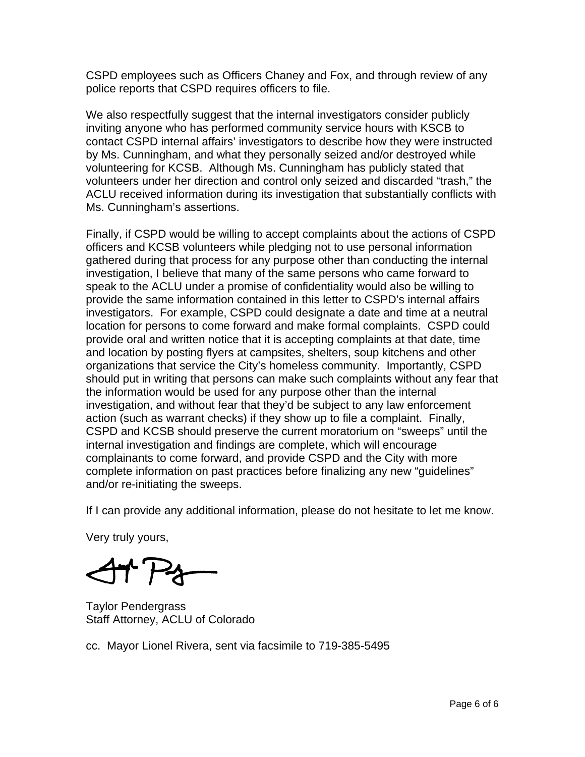CSPD employees such as Officers Chaney and Fox, and through review of any police reports that CSPD requires officers to file.

We also respectfully suggest that the internal investigators consider publicly inviting anyone who has performed community service hours with KSCB to contact CSPD internal affairs' investigators to describe how they were instructed by Ms. Cunningham, and what they personally seized and/or destroyed while volunteering for KCSB. Although Ms. Cunningham has publicly stated that volunteers under her direction and control only seized and discarded "trash," the ACLU received information during its investigation that substantially conflicts with Ms. Cunningham's assertions.

Finally, if CSPD would be willing to accept complaints about the actions of CSPD officers and KCSB volunteers while pledging not to use personal information gathered during that process for any purpose other than conducting the internal investigation, I believe that many of the same persons who came forward to speak to the ACLU under a promise of confidentiality would also be willing to provide the same information contained in this letter to CSPD's internal affairs investigators. For example, CSPD could designate a date and time at a neutral location for persons to come forward and make formal complaints. CSPD could provide oral and written notice that it is accepting complaints at that date, time and location by posting flyers at campsites, shelters, soup kitchens and other organizations that service the City's homeless community. Importantly, CSPD should put in writing that persons can make such complaints without any fear that the information would be used for any purpose other than the internal investigation, and without fear that they'd be subject to any law enforcement action (such as warrant checks) if they show up to file a complaint. Finally, CSPD and KCSB should preserve the current moratorium on "sweeps" until the internal investigation and findings are complete, which will encourage complainants to come forward, and provide CSPD and the City with more complete information on past practices before finalizing any new "guidelines" and/or re-initiating the sweeps.

If I can provide any additional information, please do not hesitate to let me know.

Very truly yours,

Taylor Pendergrass
Staff Attorney, ACLU of Colorado

cc. Mayor Lionel Rivera, sent via facsimile to 719-385-5495